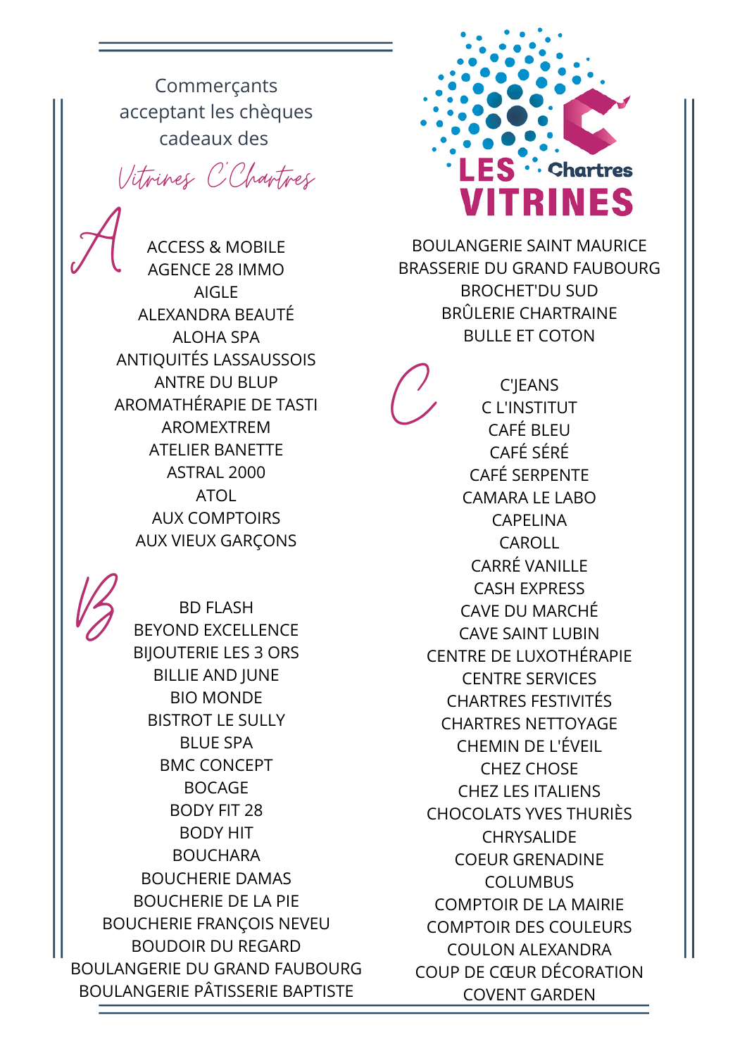# Commerçants acceptant les chèques cadeaux des *Vitrines C'Chartres*

LES VITRINES Chartres

## A

ACCESS & MOBILE
AGENCE 28 IMMO
AIGLE
ALEXANDRA BEAUTÉ
ALOHA SPA
ANTIQUITÉS LASSAUSSOIS
ANTRE DU BLUP
AROMATHÉRAPIE DE TASTI
AROMEXTREM
ATELIER BANETTE
ASTRAL 2000
ATOL
AUX COMPTOIRS
AUX VIEUX GARÇONS

## B

BD FLASH
BEYOND EXCELLENCE
BIJOUTERIE LES 3 ORS
BILLIE AND JUNE
BIO MONDE
BISTROT LE SULLY
BLUE SPA
BMC CONCEPT
BOCAGE
BODY FIT 28
BODY HIT
BOUCHARA
BOUCHERIE DAMAS
BOUCHERIE DE LA PIE
BOUCHERIE FRANÇOIS NEVEU
BOUDOIR DU REGARD
BOULANGERIE DU GRAND FAUBOURG
BOULANGERIE PÂTISSERIE BAPTISTE
BOULANGERIE SAINT MAURICE
BRASSERIE DU GRAND FAUBOURG
BROCHET'DU SUD
BRÛLERIE CHARTRAINE
BULLE ET COTON

## C

C'JEANS
C L'INSTITUT
CAFÉ BLEU
CAFÉ SÉRÉ
CAFÉ SERPENTE
CAMARA LE LABO
CAPELINA
CAROLL
CARRÉ VANILLE
CASH EXPRESS
CAVE DU MARCHÉ
CAVE SAINT LUBIN
CENTRE DE LUXOTHÉRAPIE
CENTRE SERVICES
CHARTRES FESTIVITÉS
CHARTRES NETTOYAGE
CHEMIN DE L'ÉVEIL
CHEZ CHOSE
CHEZ LES ITALIENS
CHOCOLATS YVES THURIÈS
CHRYSALIDE
COEUR GRENADINE
COLUMBUS
COMPTOIR DE LA MAIRIE
COMPTOIR DES COULEURS
COULON ALEXANDRA
COUP DE CŒUR DÉCORATION
COVENT GARDEN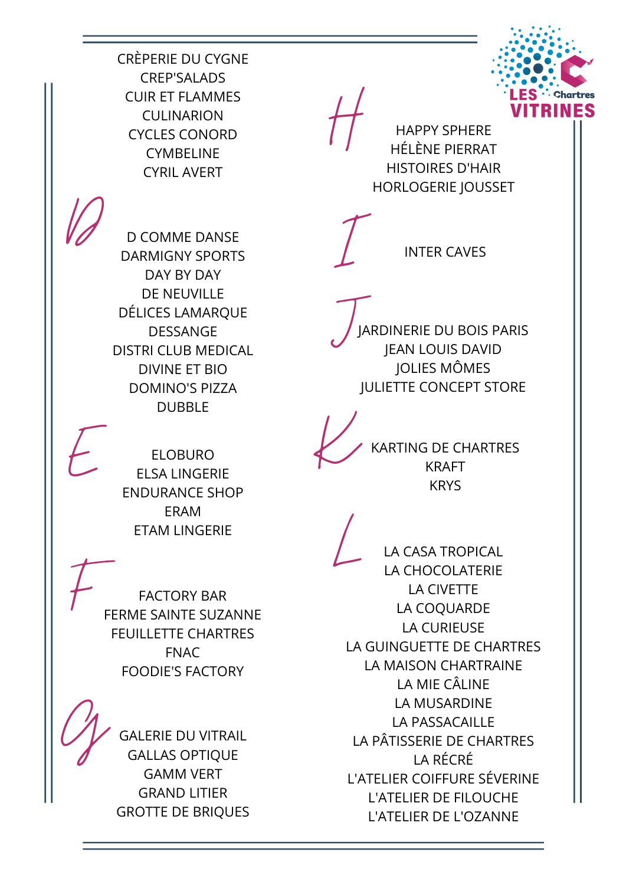CRÈPERIE DU CYGNE
CREP'SALADS
CUIR ET FLAMMES
CULINARION
CYCLES CONORD
CYMBELINE
CYRIL AVERT

## D

D COMME DANSE
DARMIGNY SPORTS
DAY BY DAY
DE NEUVILLE
DÉLICES LAMARQUE
DESSANGE
DISTRI CLUB MEDICAL
DIVINE ET BIO
DOMINO'S PIZZA
DUBBLE

## E

ELOBURO
ELSA LINGERIE
ENDURANCE SHOP
ERAM
ETAM LINGERIE

## F

FACTORY BAR
FERME SAINTE SUZANNE
FEUILLETTE CHARTRES
FNAC
FOODIE'S FACTORY

## G

GALERIE DU VITRAIL
GALLAS OPTIQUE
GAMM VERT
GRAND LITIER
GROTTE DE BRIQUES

## H

HAPPY SPHERE
HÉLÈNE PIERRAT
HISTOIRES D'HAIR
HORLOGERIE JOUSSET

## I

INTER CAVES

## J

JARDINERIE DU BOIS PARIS
JEAN LOUIS DAVID
JOLIES MÔMES
JULIETTE CONCEPT STORE

## K

KARTING DE CHARTRES
KRAFT
KRYS

## L

LA CASA TROPICAL
LA CHOCOLATERIE
LA CIVETTE
LA COQUARDE
LA CURIEUSE
LA GUINGUETTE DE CHARTRES
LA MAISON CHARTRAINE
LA MIE CÂLINE
LA MUSARDINE
LA PASSACAILLE
LA PÂTISSERIE DE CHARTRES
LA RÉCRÉ
L'ATELIER COIFFURE SÉVERINE
L'ATELIER DE FILOUCHE
L'ATELIER DE L'OZANNE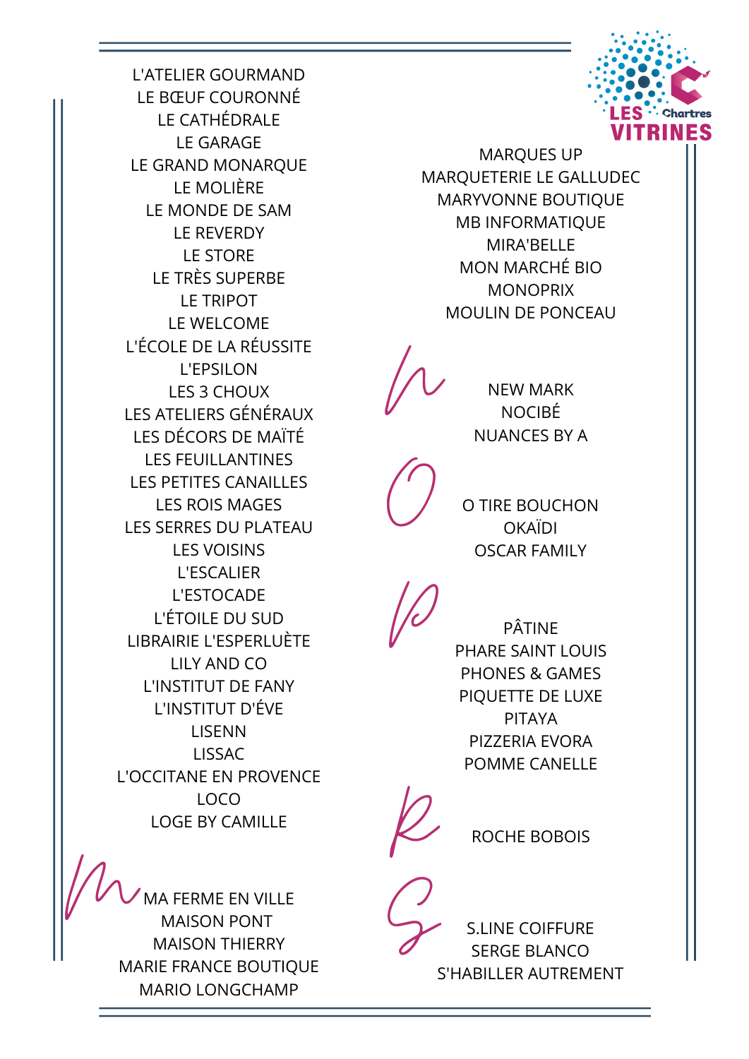L'ATELIER GOURMAND
LE BŒUF COURONNÉ
LE CATHÉDRALE
LE GARAGE
LE GRAND MONARQUE
LE MOLIÈRE
LE MONDE DE SAM
LE REVERDY
LE STORE
LE TRÈS SUPERBE
LE TRIPOT
LE WELCOME
L'ÉCOLE DE LA RÉUSSITE
L'EPSILON
LES 3 CHOUX
LES ATELIERS GÉNÉRAUX
LES DÉCORS DE MAÏTÉ
LES FEUILLANTINES
LES PETITES CANAILLES
LES ROIS MAGES
LES SERRES DU PLATEAU
LES VOISINS
L'ESCALIER
L'ESTOCADE
L'ÉTOILE DU SUD
LIBRAIRIE L'ESPERLUÈTE
LILY AND CO
L'INSTITUT DE FANY
L'INSTITUT D'ÉVE
LISENN
LISSAC
L'OCCITANE EN PROVENCE
LOCO
LOGE BY CAMILLE

## M

MA FERME EN VILLE
MAISON PONT
MAISON THIERRY
MARIE FRANCE BOUTIQUE
MARIO LONGCHAMP
MARQUES UP
MARQUETERIE LE GALLUDEC
MARYVONNE BOUTIQUE
MB INFORMATIQUE
MIRA'BELLE
MON MARCHÉ BIO
MONOPRIX
MOULIN DE PONCEAU

## N

NEW MARK
NOCIBÉ
NUANCES BY A

## O

O TIRE BOUCHON
OKAÏDI
OSCAR FAMILY

## P

PÂTINE
PHARE SAINT LOUIS
PHONES & GAMES
PIQUETTE DE LUXE
PITAYA
PIZZERIA EVORA
POMME CANELLE

## R

ROCHE BOBOIS

## S

S.LINE COIFFURE
SERGE BLANCO
S'HABILLER AUTREMENT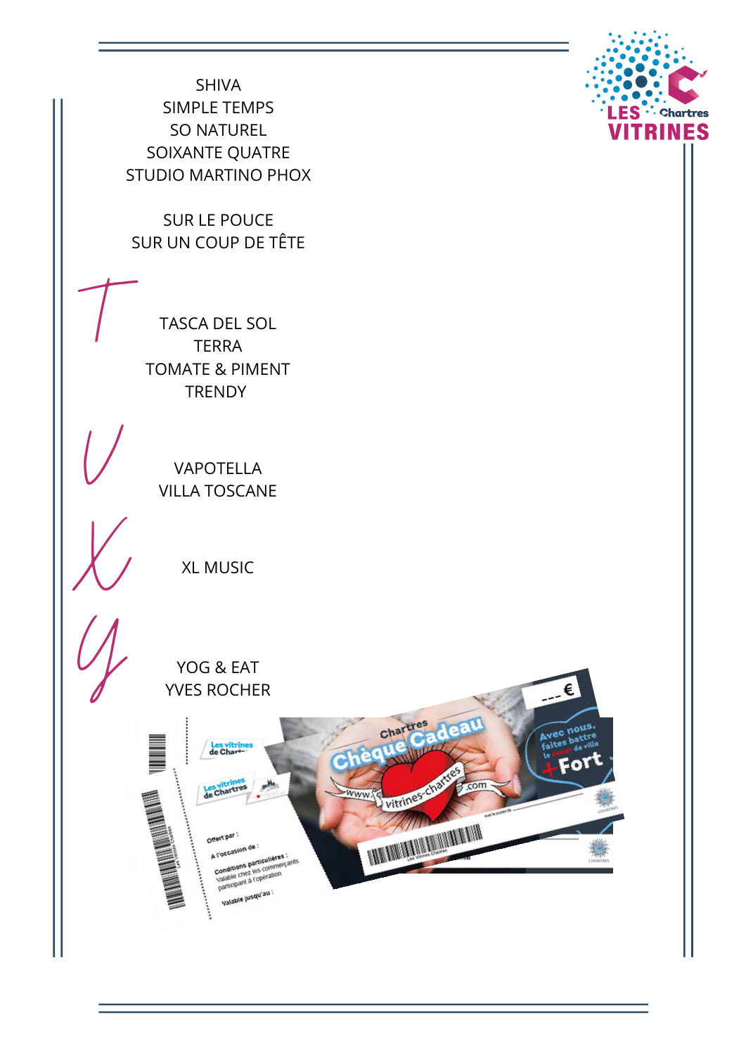SHIVA
SIMPLE TEMPS
SO NATUREL
SOIXANTE QUATRE
STUDIO MARTINO PHOX

SUR LE POUCE
SUR UN COUP DE TÊTE

## T

TASCA DEL SOL
TERRA
TOMATE & PIMENT
TRENDY

## V

VAPOTELLA
VILLA TOSCANE

## X

XL MUSIC

## Y

YOG & EAT
YVES ROCHER